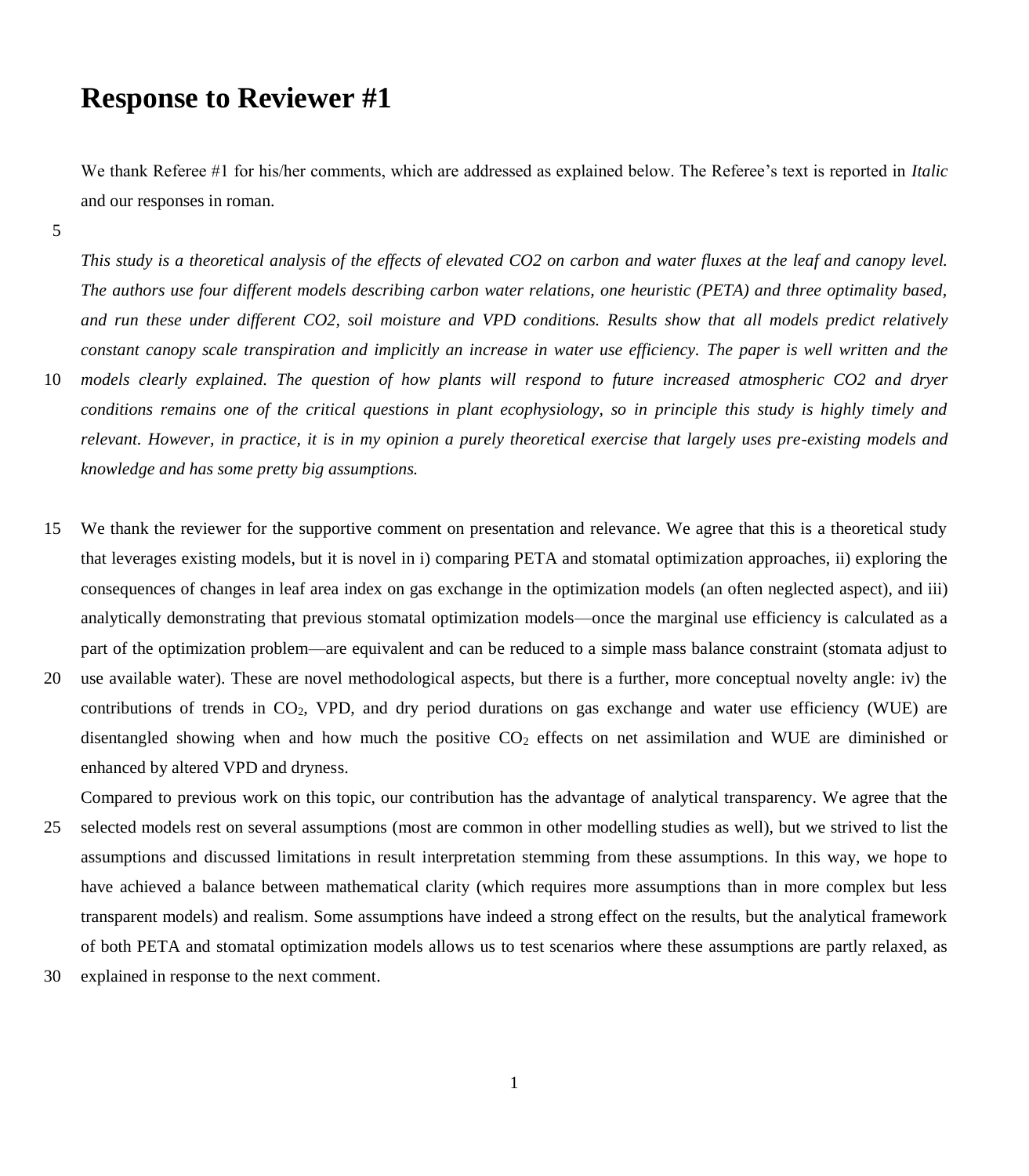# Response to Reviewer #1

We thank Referee #1 for his/her comments, which are addressed as explained below. The Referee's text is reported in *Italic* and our responses in roman.

*This study is a theoretical analysis of the effects of elevated CO2 on carbon and water fluxes at the leaf and canopy level. The authors use four different models describing carbon water relations, one heuristic (PETA) and three optimality based, and run these under different CO2, soil moisture and VPD conditions. Results show that all models predict relatively constant canopy scale transpiration and implicitly an increase in water use efficiency. The paper is well written and the models clearly explained. The question of how plants will respond to future increased atmospheric CO2 and dryer conditions remains one of the critical questions in plant ecophysiology, so in principle this study is highly timely and relevant. However, in practice, it is in my opinion a purely theoretical exercise that largely uses pre-existing models and knowledge and has some pretty big assumptions.*

We thank the reviewer for the supportive comment on presentation and relevance. We agree that this is a theoretical study that leverages existing models, but it is novel in i) comparing PETA and stomatal optimization approaches, ii) exploring the consequences of changes in leaf area index on gas exchange in the optimization models (an often neglected aspect), and iii) analytically demonstrating that previous stomatal optimization models—once the marginal use efficiency is calculated as a part of the optimization problem—are equivalent and can be reduced to a simple mass balance constraint (stomata adjust to use available water). These are novel methodological aspects, but there is a further, more conceptual novelty angle: iv) the contributions of trends in $CO_2$, VPD, and dry period durations on gas exchange and water use efficiency (WUE) are disentangled showing when and how much the positive $CO_2$ effects on net assimilation and WUE are diminished or enhanced by altered VPD and dryness.

Compared to previous work on this topic, our contribution has the advantage of analytical transparency. We agree that the selected models rest on several assumptions (most are common in other modelling studies as well), but we strived to list the assumptions and discussed limitations in result interpretation stemming from these assumptions. In this way, we hope to have achieved a balance between mathematical clarity (which requires more assumptions than in more complex but less transparent models) and realism. Some assumptions have indeed a strong effect on the results, but the analytical framework of both PETA and stomatal optimization models allows us to test scenarios where these assumptions are partly relaxed, as explained in response to the next comment.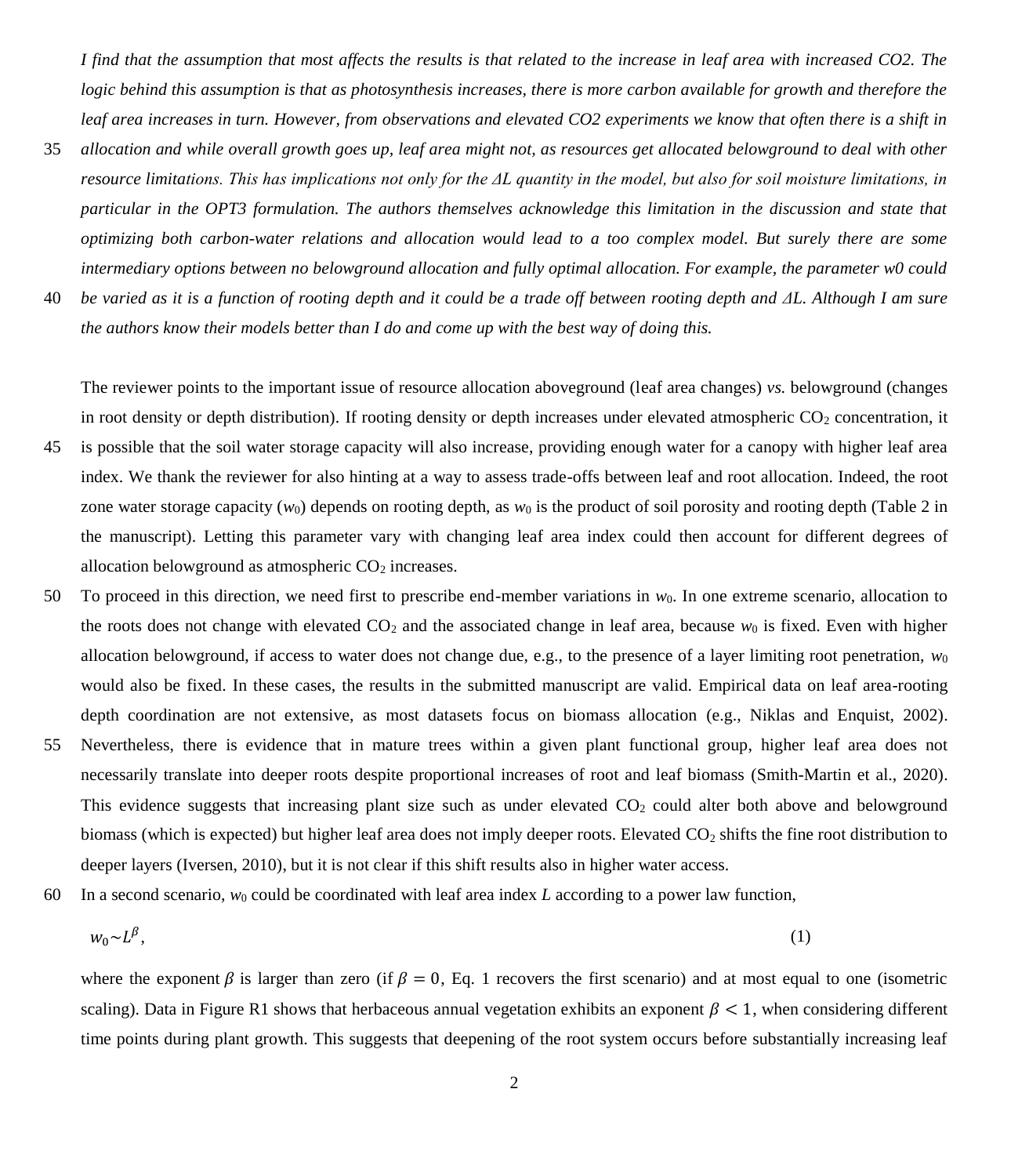*I find that the assumption that most affects the results is that related to the increase in leaf area with increased CO2. The logic behind this assumption is that as photosynthesis increases, there is more carbon available for growth and therefore the leaf area increases in turn. However, from observations and elevated CO2 experiments we know that often there is a shift in allocation and while overall growth goes up, leaf area might not, as resources get allocated belowground to deal with other resource limitations. This has implications not only for the ΔL quantity in the model, but also for soil moisture limitations, in particular in the OPT3 formulation. The authors themselves acknowledge this limitation in the discussion and state that optimizing both carbon-water relations and allocation would lead to a too complex model. But surely there are some intermediary options between no belowground allocation and fully optimal allocation. For example, the parameter w0 could be varied as it is a function of rooting depth and it could be a trade off between rooting depth and ΔL. Although I am sure the authors know their models better than I do and come up with the best way of doing this.*

The reviewer points to the important issue of resource allocation aboveground (leaf area changes) *vs.* belowground (changes in root density or depth distribution). If rooting density or depth increases under elevated atmospheric $CO_2$ concentration, it is possible that the soil water storage capacity will also increase, providing enough water for a canopy with higher leaf area index. We thank the reviewer for also hinting at a way to assess trade-offs between leaf and root allocation. Indeed, the root zone water storage capacity ($w_0$) depends on rooting depth, as $w_0$ is the product of soil porosity and rooting depth (Table 2 in the manuscript). Letting this parameter vary with changing leaf area index could then account for different degrees of allocation belowground as atmospheric $CO_2$ increases.

To proceed in this direction, we need first to prescribe end-member variations in $w_0$. In one extreme scenario, allocation to the roots does not change with elevated $CO_2$ and the associated change in leaf area, because $w_0$ is fixed. Even with higher allocation belowground, if access to water does not change due, e.g., to the presence of a layer limiting root penetration, $w_0$ would also be fixed. In these cases, the results in the submitted manuscript are valid. Empirical data on leaf area-rooting depth coordination are not extensive, as most datasets focus on biomass allocation (e.g., Niklas and Enquist, 2002). Nevertheless, there is evidence that in mature trees within a given plant functional group, higher leaf area does not necessarily translate into deeper roots despite proportional increases of root and leaf biomass (Smith-Martin et al., 2020). This evidence suggests that increasing plant size such as under elevated $CO_2$ could alter both above and belowground biomass (which is expected) but higher leaf area does not imply deeper roots. Elevated $CO_2$ shifts the fine root distribution to deeper layers (Iversen, 2010), but it is not clear if this shift results also in higher water access.

In a second scenario, $w_0$ could be coordinated with leaf area index $L$ according to a power law function,

$$w_0 \sim L^{\beta}, \tag{1}$$

where the exponent $\beta$ is larger than zero (if $\beta = 0$, Eq. 1 recovers the first scenario) and at most equal to one (isometric scaling). Data in Figure R1 shows that herbaceous annual vegetation exhibits an exponent $\beta < 1$, when considering different time points during plant growth. This suggests that deepening of the root system occurs before substantially increasing leaf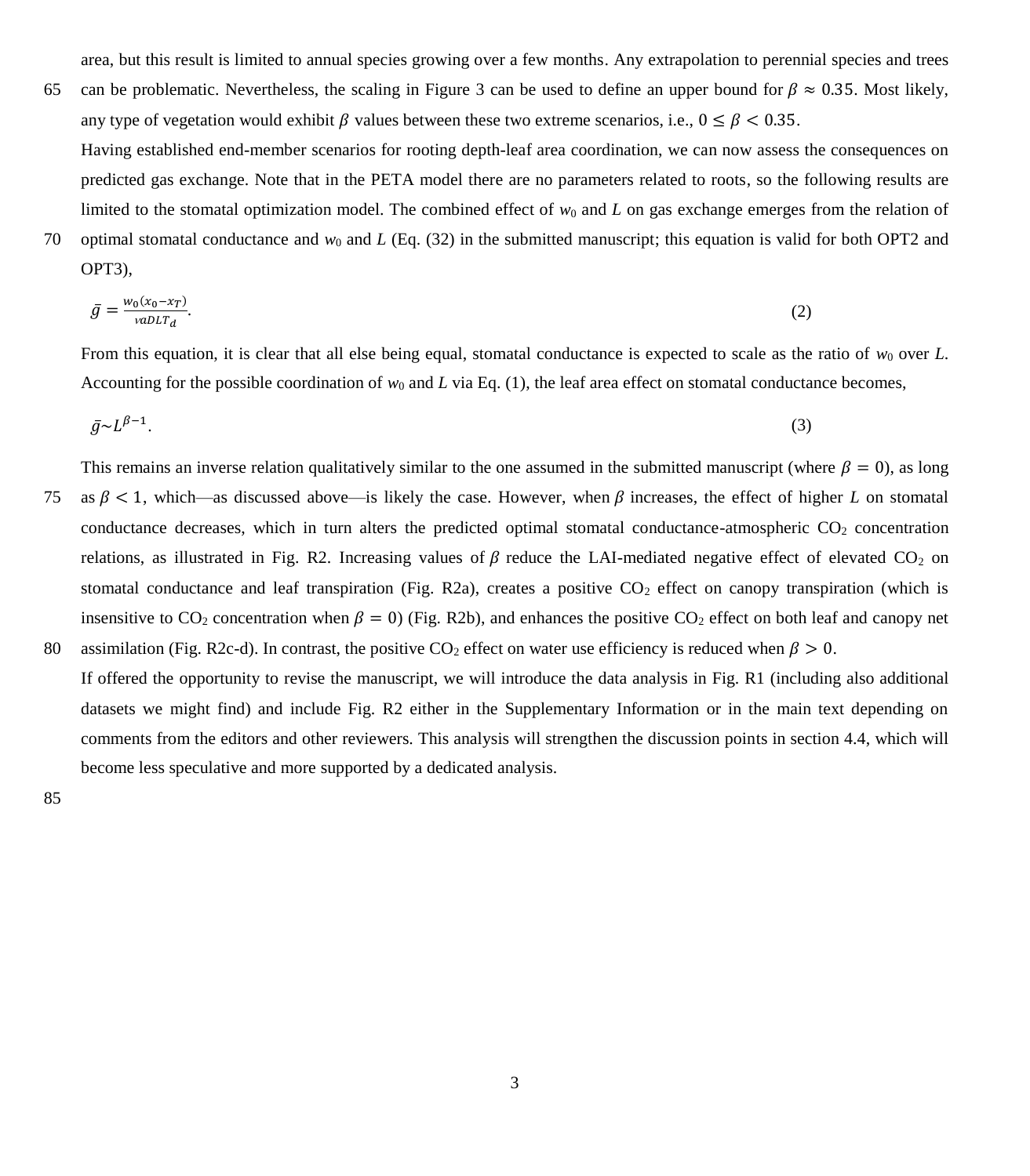area, but this result is limited to annual species growing over a few months. Any extrapolation to perennial species and trees can be problematic. Nevertheless, the scaling in Figure 3 can be used to define an upper bound for $\beta \approx 0.35$. Most likely, any type of vegetation would exhibit $\beta$ values between these two extreme scenarios, i.e., $0 \leq \beta < 0.35$.

Having established end-member scenarios for rooting depth-leaf area coordination, we can now assess the consequences on predicted gas exchange. Note that in the PETA model there are no parameters related to roots, so the following results are limited to the stomatal optimization model. The combined effect of $w_0$ and $L$ on gas exchange emerges from the relation of optimal stomatal conductance and $w_0$ and $L$ (Eq. (32) in the submitted manuscript; this equation is valid for both OPT2 and OPT3),

$$\bar{g} = \frac{w_0(x_0 - x_T)}{vaDLT_d}. \tag{2}$$

From this equation, it is clear that all else being equal, stomatal conductance is expected to scale as the ratio of $w_0$ over $L$. Accounting for the possible coordination of $w_0$ and $L$ via Eq. (1), the leaf area effect on stomatal conductance becomes,

$$\bar{g} \sim L^{\beta - 1}. \tag{3}$$

This remains an inverse relation qualitatively similar to the one assumed in the submitted manuscript (where $\beta = 0$), as long as $\beta < 1$, which—as discussed above—is likely the case. However, when $\beta$ increases, the effect of higher $L$ on stomatal conductance decreases, which in turn alters the predicted optimal stomatal conductance-atmospheric $CO_2$ concentration relations, as illustrated in Fig. R2. Increasing values of $\beta$ reduce the LAI-mediated negative effect of elevated $CO_2$ on stomatal conductance and leaf transpiration (Fig. R2a), creates a positive $CO_2$ effect on canopy transpiration (which is insensitive to $CO_2$ concentration when $\beta = 0$) (Fig. R2b), and enhances the positive $CO_2$ effect on both leaf and canopy net assimilation (Fig. R2c-d). In contrast, the positive $CO_2$ effect on water use efficiency is reduced when $\beta > 0$.

If offered the opportunity to revise the manuscript, we will introduce the data analysis in Fig. R1 (including also additional datasets we might find) and include Fig. R2 either in the Supplementary Information or in the main text depending on comments from the editors and other reviewers. This analysis will strengthen the discussion points in section 4.4, which will become less speculative and more supported by a dedicated analysis.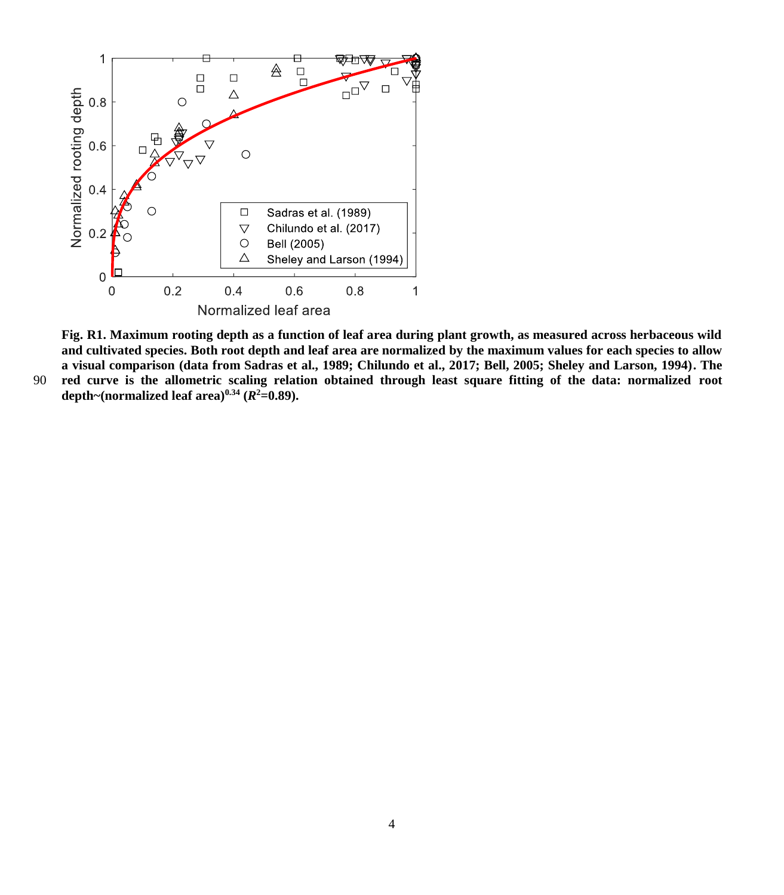**Fig. R1. Maximum rooting depth as a function of leaf area during plant growth, as measured across herbaceous wild and cultivated species. Both root depth and leaf area are normalized by the maximum values for each species to allow a visual comparison (data from Sadras et al., 1989; Chilundo et al., 2017; Bell, 2005; Sheley and Larson, 1994). The red curve is the allometric scaling relation obtained through least square fitting of the data: normalized root depth~(normalized leaf area)$^{0.34}$ ($R^2$=0.89).**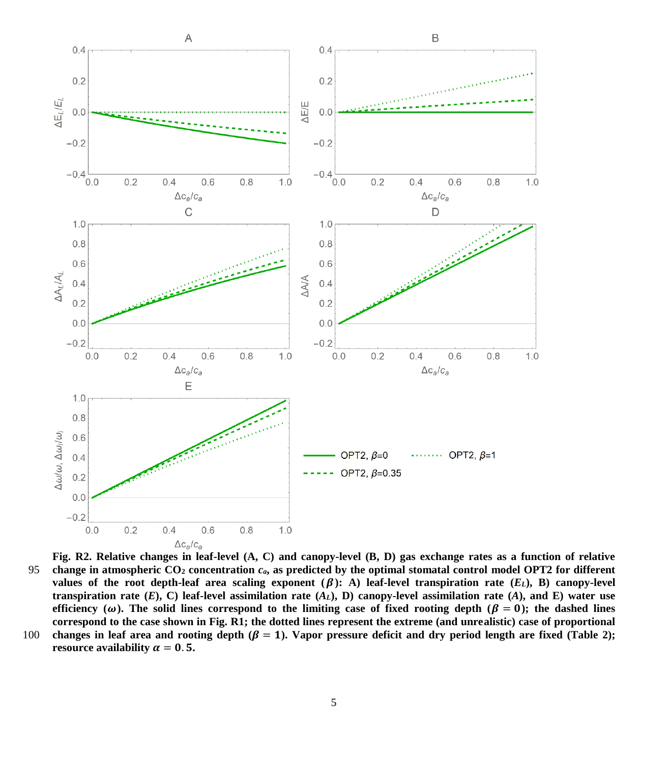**Fig. R2. Relative changes in leaf-level (A, C) and canopy-level (B, D) gas exchange rates as a function of relative change in atmospheric $CO_2$ concentration $c_a$, as predicted by the optimal stomatal control model OPT2 for different values of the root depth-leaf area scaling exponent ($\beta$): A) leaf-level transpiration rate ($E_L$), B) canopy-level transpiration rate ($E$), C) leaf-level assimilation rate ($A_L$), D) canopy-level assimilation rate ($A$), and E) water use efficiency ($\omega$). The solid lines correspond to the limiting case of fixed rooting depth ($\beta = 0$); the dashed lines correspond to the case shown in Fig. R1; the dotted lines represent the extreme (and unrealistic) case of proportional changes in leaf area and rooting depth ($\beta = 1$). Vapor pressure deficit and dry period length are fixed (Table 2); resource availability $\alpha = 0.5$.**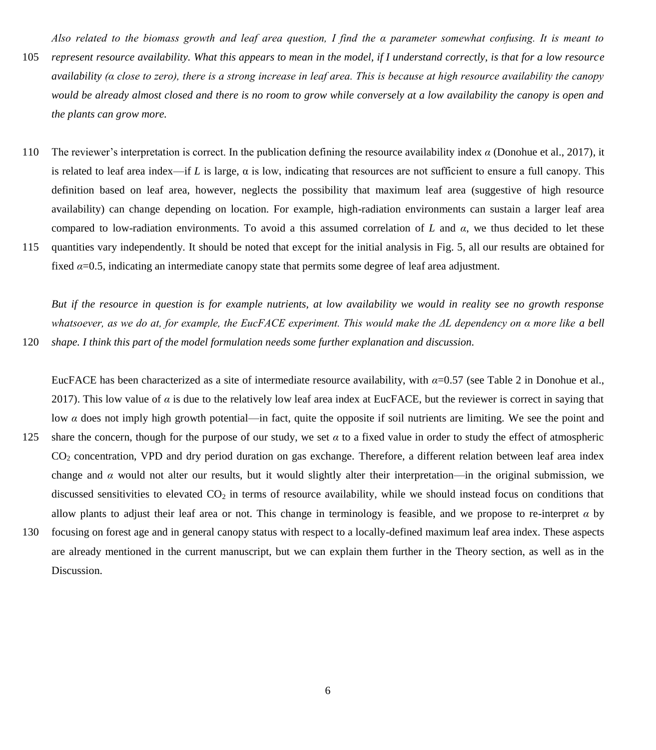*Also related to the biomass growth and leaf area question, I find the α parameter somewhat confusing. It is meant to represent resource availability. What this appears to mean in the model, if I understand correctly, is that for a low resource availability (α close to zero), there is a strong increase in leaf area. This is because at high resource availability the canopy would be already almost closed and there is no room to grow while conversely at a low availability the canopy is open and the plants can grow more.*

The reviewer's interpretation is correct. In the publication defining the resource availability index $\alpha$ (Donohue et al., 2017), it is related to leaf area index—if $L$ is large, $\alpha$ is low, indicating that resources are not sufficient to ensure a full canopy. This definition based on leaf area, however, neglects the possibility that maximum leaf area (suggestive of high resource availability) can change depending on location. For example, high-radiation environments can sustain a larger leaf area compared to low-radiation environments. To avoid a this assumed correlation of $L$ and $\alpha$, we thus decided to let these quantities vary independently. It should be noted that except for the initial analysis in Fig. 5, all our results are obtained for fixed $\alpha$=0.5, indicating an intermediate canopy state that permits some degree of leaf area adjustment.

*But if the resource in question is for example nutrients, at low availability we would in reality see no growth response whatsoever, as we do at, for example, the EucFACE experiment. This would make the ΔL dependency on α more like a bell shape. I think this part of the model formulation needs some further explanation and discussion.*

EucFACE has been characterized as a site of intermediate resource availability, with $\alpha$=0.57 (see Table 2 in Donohue et al., 2017). This low value of $\alpha$ is due to the relatively low leaf area index at EucFACE, but the reviewer is correct in saying that low $\alpha$ does not imply high growth potential—in fact, quite the opposite if soil nutrients are limiting. We see the point and share the concern, though for the purpose of our study, we set $\alpha$ to a fixed value in order to study the effect of atmospheric $CO_2$ concentration, VPD and dry period duration on gas exchange. Therefore, a different relation between leaf area index change and $\alpha$ would not alter our results, but it would slightly alter their interpretation—in the original submission, we discussed sensitivities to elevated $CO_2$ in terms of resource availability, while we should instead focus on conditions that allow plants to adjust their leaf area or not. This change in terminology is feasible, and we propose to re-interpret $\alpha$ by focusing on forest age and in general canopy status with respect to a locally-defined maximum leaf area index. These aspects are already mentioned in the current manuscript, but we can explain them further in the Theory section, as well as in the Discussion.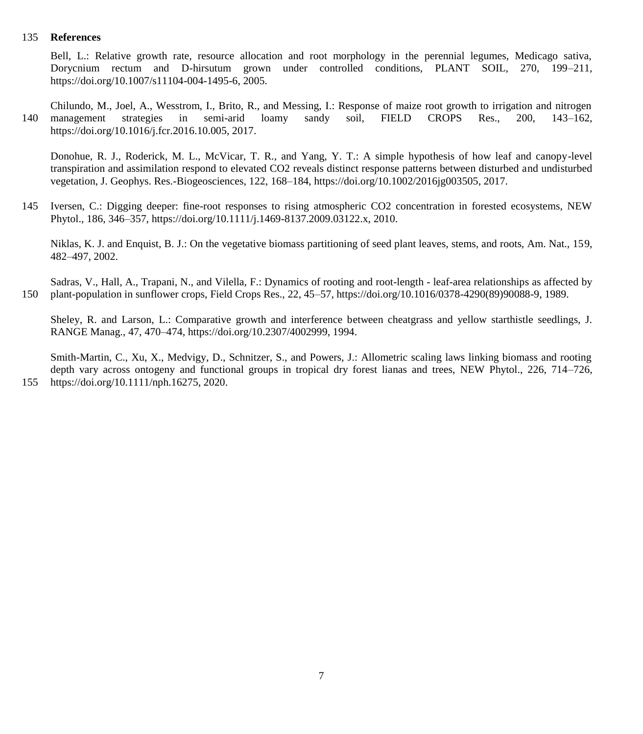## References

Bell, L.: Relative growth rate, resource allocation and root morphology in the perennial legumes, Medicago sativa, Dorycnium rectum and D-hirsutum grown under controlled conditions, PLANT SOIL, 270, 199–211, https://doi.org/10.1007/s11104-004-1495-6, 2005.

Chilundo, M., Joel, A., Wesstrom, I., Brito, R., and Messing, I.: Response of maize root growth to irrigation and nitrogen management strategies in semi-arid loamy sandy soil, FIELD CROPS Res., 200, 143–162, https://doi.org/10.1016/j.fcr.2016.10.005, 2017.

Donohue, R. J., Roderick, M. L., McVicar, T. R., and Yang, Y. T.: A simple hypothesis of how leaf and canopy-level transpiration and assimilation respond to elevated CO2 reveals distinct response patterns between disturbed and undisturbed vegetation, J. Geophys. Res.-Biogeosciences, 122, 168–184, https://doi.org/10.1002/2016jg003505, 2017.

Iversen, C.: Digging deeper: fine-root responses to rising atmospheric CO2 concentration in forested ecosystems, NEW Phytol., 186, 346–357, https://doi.org/10.1111/j.1469-8137.2009.03122.x, 2010.

Niklas, K. J. and Enquist, B. J.: On the vegetative biomass partitioning of seed plant leaves, stems, and roots, Am. Nat., 159, 482–497, 2002.

Sadras, V., Hall, A., Trapani, N., and Vilella, F.: Dynamics of rooting and root-length - leaf-area relationships as affected by plant-population in sunflower crops, Field Crops Res., 22, 45–57, https://doi.org/10.1016/0378-4290(89)90088-9, 1989.

Sheley, R. and Larson, L.: Comparative growth and interference between cheatgrass and yellow starthistle seedlings, J. RANGE Manag., 47, 470–474, https://doi.org/10.2307/4002999, 1994.

Smith-Martin, C., Xu, X., Medvigy, D., Schnitzer, S., and Powers, J.: Allometric scaling laws linking biomass and rooting depth vary across ontogeny and functional groups in tropical dry forest lianas and trees, NEW Phytol., 226, 714–726, https://doi.org/10.1111/nph.16275, 2020.